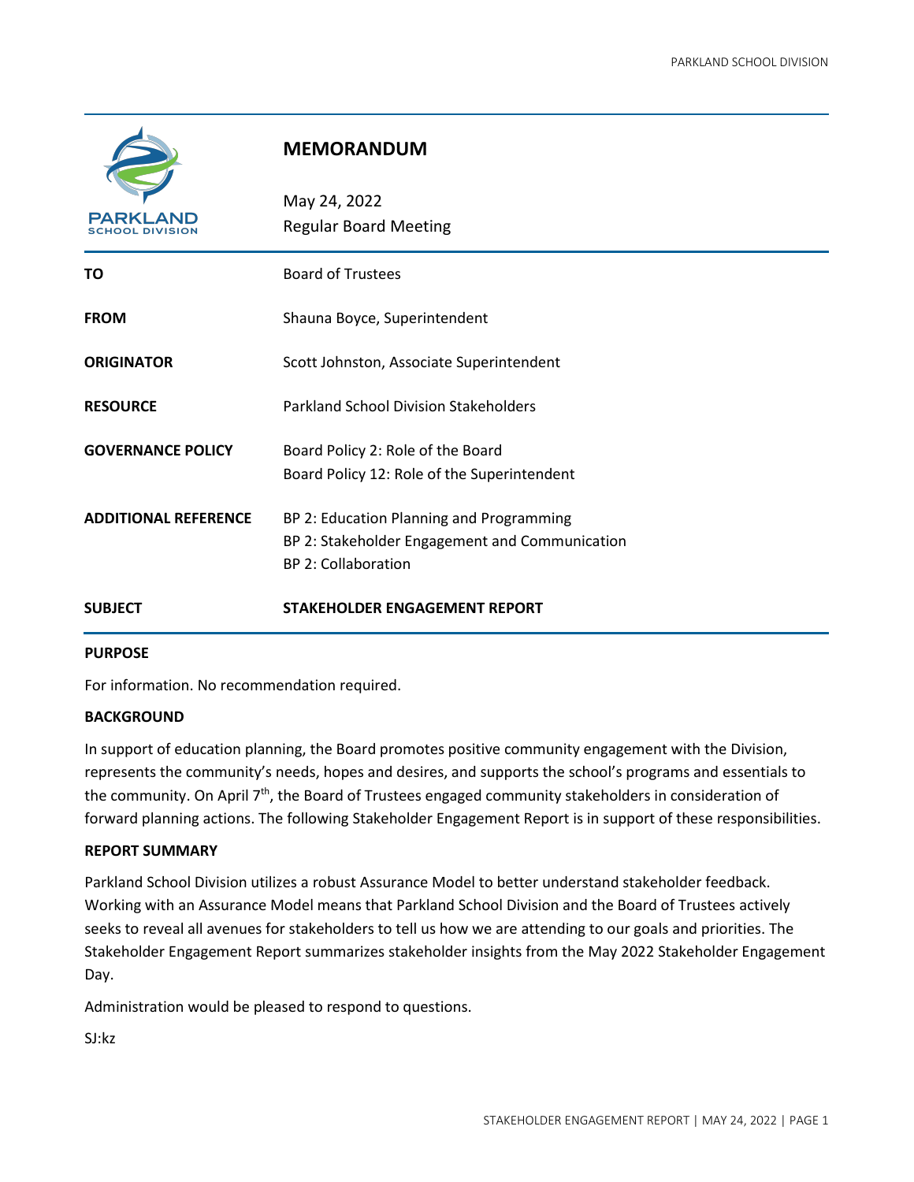# MEMORANDUM

May 24, 2022
Regular Board Meeting

| | |
|---|---|
| **TO** | Board of Trustees |
| **FROM** | Shauna Boyce, Superintendent |
| **ORIGINATOR** | Scott Johnston, Associate Superintendent |
| **RESOURCE** | Parkland School Division Stakeholders |
| **GOVERNANCE POLICY** | Board Policy 2: Role of the Board<br>Board Policy 12: Role of the Superintendent |
| **ADDITIONAL REFERENCE** | BP 2: Education Planning and Programming<br>BP 2: Stakeholder Engagement and Communication<br>BP 2: Collaboration |
| **SUBJECT** | **STAKEHOLDER ENGAGEMENT REPORT** |

**PURPOSE**

For information. No recommendation required.

**BACKGROUND**

In support of education planning, the Board promotes positive community engagement with the Division, represents the community's needs, hopes and desires, and supports the school's programs and essentials to the community. On April 7th, the Board of Trustees engaged community stakeholders in consideration of forward planning actions. The following Stakeholder Engagement Report is in support of these responsibilities.

**REPORT SUMMARY**

Parkland School Division utilizes a robust Assurance Model to better understand stakeholder feedback. Working with an Assurance Model means that Parkland School Division and the Board of Trustees actively seeks to reveal all avenues for stakeholders to tell us how we are attending to our goals and priorities. The Stakeholder Engagement Report summarizes stakeholder insights from the May 2022 Stakeholder Engagement Day.

Administration would be pleased to respond to questions.

SJ:kz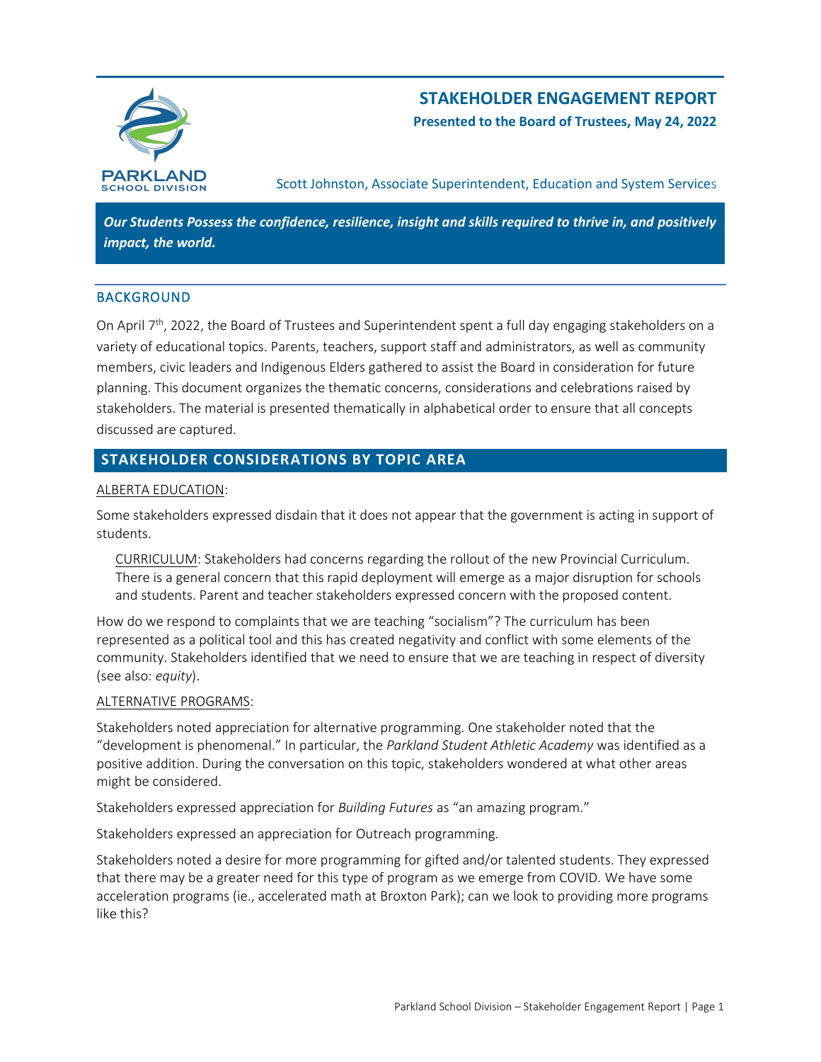# STAKEHOLDER ENGAGEMENT REPORT

**Presented to the Board of Trustees, May 24, 2022**

Scott Johnston, Associate Superintendent, Education and System Services

***Our Students Possess the confidence, resilience, insight and skills required to thrive in, and positively impact, the world.***

## BACKGROUND

On April 7th, 2022, the Board of Trustees and Superintendent spent a full day engaging stakeholders on a variety of educational topics. Parents, teachers, support staff and administrators, as well as community members, civic leaders and Indigenous Elders gathered to assist the Board in consideration for future planning. This document organizes the thematic concerns, considerations and celebrations raised by stakeholders. The material is presented thematically in alphabetical order to ensure that all concepts discussed are captured.

## STAKEHOLDER CONSIDERATIONS BY TOPIC AREA

ALBERTA EDUCATION:

Some stakeholders expressed disdain that it does not appear that the government is acting in support of students.

CURRICULUM: Stakeholders had concerns regarding the rollout of the new Provincial Curriculum. There is a general concern that this rapid deployment will emerge as a major disruption for schools and students. Parent and teacher stakeholders expressed concern with the proposed content.

How do we respond to complaints that we are teaching "socialism"? The curriculum has been represented as a political tool and this has created negativity and conflict with some elements of the community. Stakeholders identified that we need to ensure that we are teaching in respect of diversity (see also: *equity*).

ALTERNATIVE PROGRAMS:

Stakeholders noted appreciation for alternative programming. One stakeholder noted that the "development is phenomenal." In particular, the *Parkland Student Athletic Academy* was identified as a positive addition. During the conversation on this topic, stakeholders wondered at what other areas might be considered.

Stakeholders expressed appreciation for *Building Futures* as "an amazing program."

Stakeholders expressed an appreciation for Outreach programming.

Stakeholders noted a desire for more programming for gifted and/or talented students. They expressed that there may be a greater need for this type of program as we emerge from COVID. We have some acceleration programs (ie., accelerated math at Broxton Park); can we look to providing more programs like this?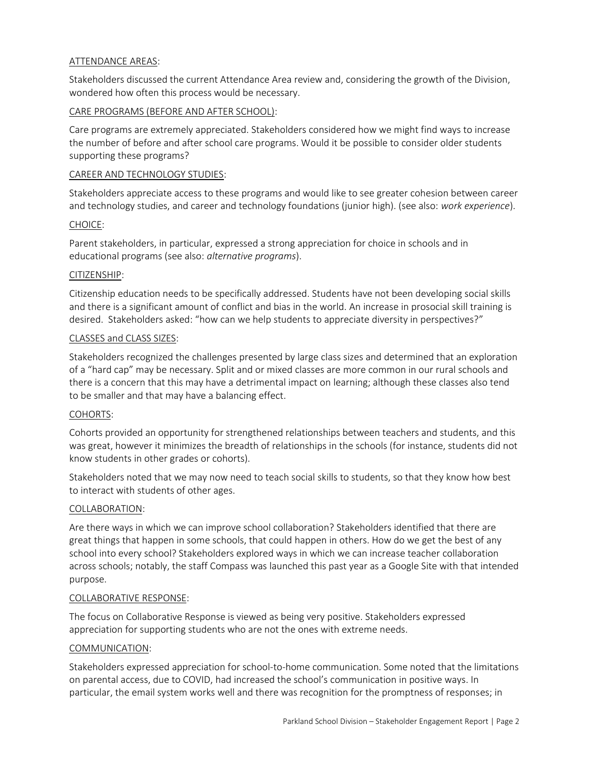ATTENDANCE AREAS:

Stakeholders discussed the current Attendance Area review and, considering the growth of the Division, wondered how often this process would be necessary.

CARE PROGRAMS (BEFORE AND AFTER SCHOOL):

Care programs are extremely appreciated. Stakeholders considered how we might find ways to increase the number of before and after school care programs. Would it be possible to consider older students supporting these programs?

CAREER AND TECHNOLOGY STUDIES:

Stakeholders appreciate access to these programs and would like to see greater cohesion between career and technology studies, and career and technology foundations (junior high). (see also: *work experience*).

CHOICE:

Parent stakeholders, in particular, expressed a strong appreciation for choice in schools and in educational programs (see also: *alternative programs*).

CITIZENSHIP:

Citizenship education needs to be specifically addressed. Students have not been developing social skills and there is a significant amount of conflict and bias in the world. An increase in prosocial skill training is desired. Stakeholders asked: "how can we help students to appreciate diversity in perspectives?"

CLASSES and CLASS SIZES:

Stakeholders recognized the challenges presented by large class sizes and determined that an exploration of a "hard cap" may be necessary. Split and or mixed classes are more common in our rural schools and there is a concern that this may have a detrimental impact on learning; although these classes also tend to be smaller and that may have a balancing effect.

COHORTS:

Cohorts provided an opportunity for strengthened relationships between teachers and students, and this was great, however it minimizes the breadth of relationships in the schools (for instance, students did not know students in other grades or cohorts).

Stakeholders noted that we may now need to teach social skills to students, so that they know how best to interact with students of other ages.

COLLABORATION:

Are there ways in which we can improve school collaboration? Stakeholders identified that there are great things that happen in some schools, that could happen in others. How do we get the best of any school into every school? Stakeholders explored ways in which we can increase teacher collaboration across schools; notably, the staff Compass was launched this past year as a Google Site with that intended purpose.

COLLABORATIVE RESPONSE:

The focus on Collaborative Response is viewed as being very positive. Stakeholders expressed appreciation for supporting students who are not the ones with extreme needs.

COMMUNICATION:

Stakeholders expressed appreciation for school-to-home communication. Some noted that the limitations on parental access, due to COVID, had increased the school's communication in positive ways. In particular, the email system works well and there was recognition for the promptness of responses; in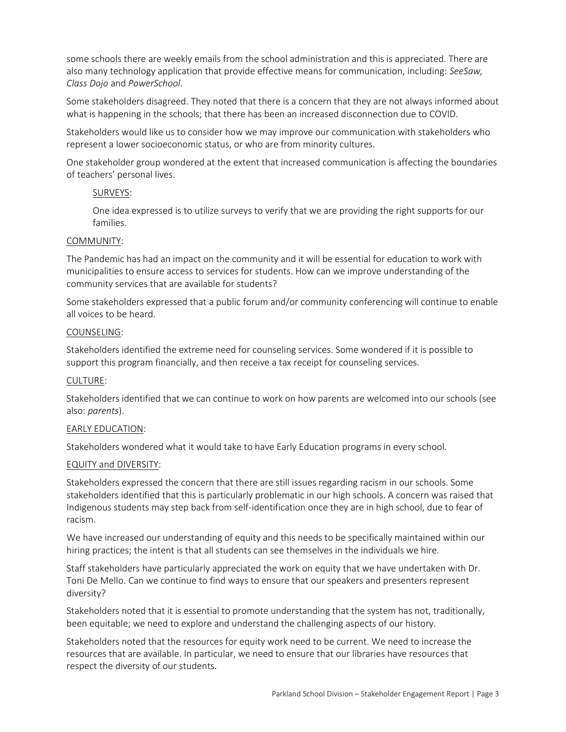some schools there are weekly emails from the school administration and this is appreciated. There are also many technology application that provide effective means for communication, including: *SeeSaw, Class Dojo* and *PowerSchool*.

Some stakeholders disagreed. They noted that there is a concern that they are not always informed about what is happening in the schools; that there has been an increased disconnection due to COVID.

Stakeholders would like us to consider how we may improve our communication with stakeholders who represent a lower socioeconomic status, or who are from minority cultures.

One stakeholder group wondered at the extent that increased communication is affecting the boundaries of teachers' personal lives.

> <u>SURVEYS</u>:
>
> One idea expressed is to utilize surveys to verify that we are providing the right supports for our families.

<u>COMMUNITY</u>:

The Pandemic has had an impact on the community and it will be essential for education to work with municipalities to ensure access to services for students. How can we improve understanding of the community services that are available for students?

Some stakeholders expressed that a public forum and/or community conferencing will continue to enable all voices to be heard.

<u>COUNSELING</u>:

Stakeholders identified the extreme need for counseling services. Some wondered if it is possible to support this program financially, and then receive a tax receipt for counseling services.

<u>CULTURE</u>:

Stakeholders identified that we can continue to work on how parents are welcomed into our schools (see also: *parents*).

<u>EARLY EDUCATION</u>:

Stakeholders wondered what it would take to have Early Education programs in every school.

<u>EQUITY and DIVERSITY</u>:

Stakeholders expressed the concern that there are still issues regarding racism in our schools. Some stakeholders identified that this is particularly problematic in our high schools. A concern was raised that Indigenous students may step back from self-identification once they are in high school, due to fear of racism.

We have increased our understanding of equity and this needs to be specifically maintained within our hiring practices; the intent is that all students can see themselves in the individuals we hire.

Staff stakeholders have particularly appreciated the work on equity that we have undertaken with Dr. Toni De Mello. Can we continue to find ways to ensure that our speakers and presenters represent diversity?

Stakeholders noted that it is essential to promote understanding that the system has not, traditionally, been equitable; we need to explore and understand the challenging aspects of our history.

Stakeholders noted that the resources for equity work need to be current. We need to increase the resources that are available. In particular, we need to ensure that our libraries have resources that respect the diversity of our students.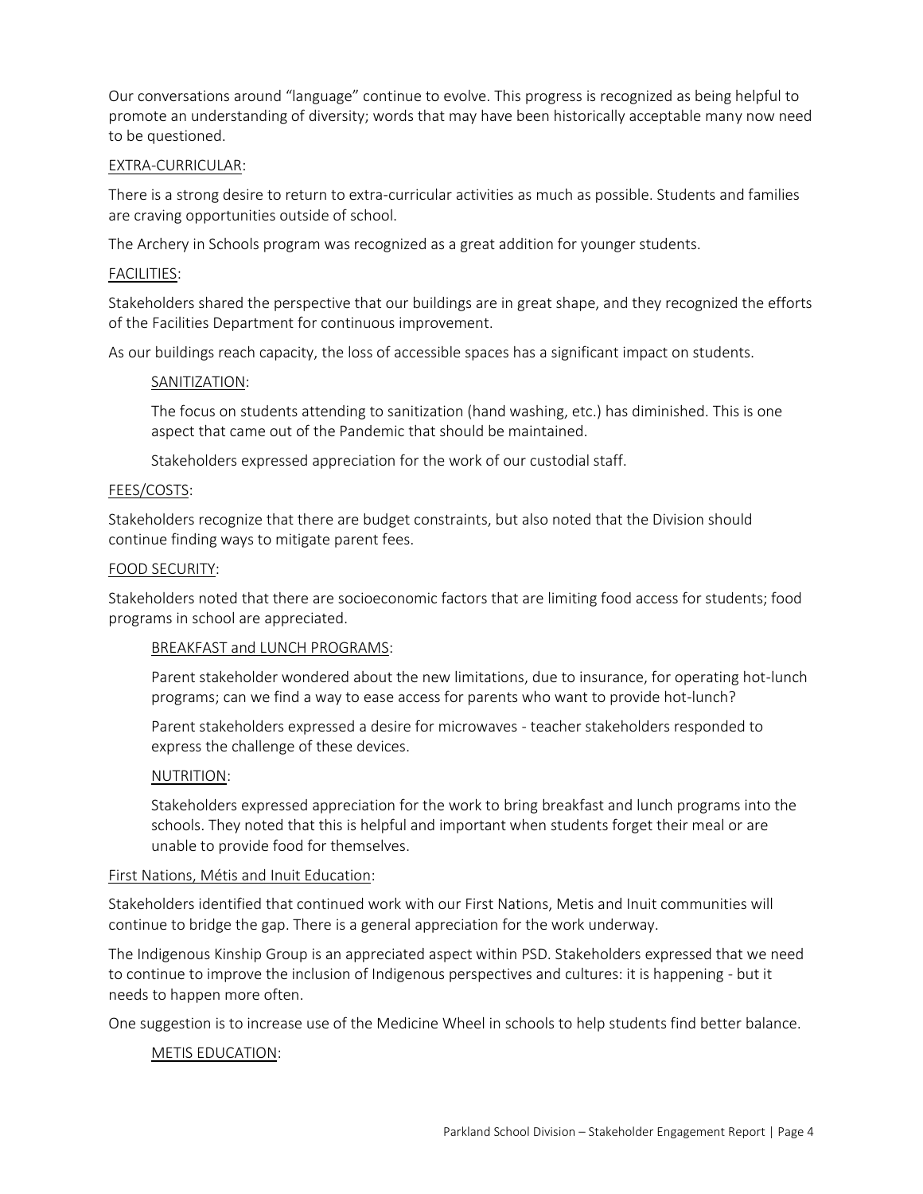Our conversations around "language" continue to evolve. This progress is recognized as being helpful to promote an understanding of diversity; words that may have been historically acceptable many now need to be questioned.

## EXTRA-CURRICULAR:

There is a strong desire to return to extra-curricular activities as much as possible. Students and families are craving opportunities outside of school.

The Archery in Schools program was recognized as a great addition for younger students.

## FACILITIES:

Stakeholders shared the perspective that our buildings are in great shape, and they recognized the efforts of the Facilities Department for continuous improvement.

As our buildings reach capacity, the loss of accessible spaces has a significant impact on students.

### SANITIZATION:

The focus on students attending to sanitization (hand washing, etc.) has diminished. This is one aspect that came out of the Pandemic that should be maintained.

Stakeholders expressed appreciation for the work of our custodial staff.

## FEES/COSTS:

Stakeholders recognize that there are budget constraints, but also noted that the Division should continue finding ways to mitigate parent fees.

## FOOD SECURITY:

Stakeholders noted that there are socioeconomic factors that are limiting food access for students; food programs in school are appreciated.

### BREAKFAST and LUNCH PROGRAMS:

Parent stakeholder wondered about the new limitations, due to insurance, for operating hot-lunch programs; can we find a way to ease access for parents who want to provide hot-lunch?

Parent stakeholders expressed a desire for microwaves - teacher stakeholders responded to express the challenge of these devices.

### NUTRITION:

Stakeholders expressed appreciation for the work to bring breakfast and lunch programs into the schools. They noted that this is helpful and important when students forget their meal or are unable to provide food for themselves.

## First Nations, Métis and Inuit Education:

Stakeholders identified that continued work with our First Nations, Metis and Inuit communities will continue to bridge the gap. There is a general appreciation for the work underway.

The Indigenous Kinship Group is an appreciated aspect within PSD. Stakeholders expressed that we need to continue to improve the inclusion of Indigenous perspectives and cultures: it is happening - but it needs to happen more often.

One suggestion is to increase use of the Medicine Wheel in schools to help students find better balance.

### METIS EDUCATION: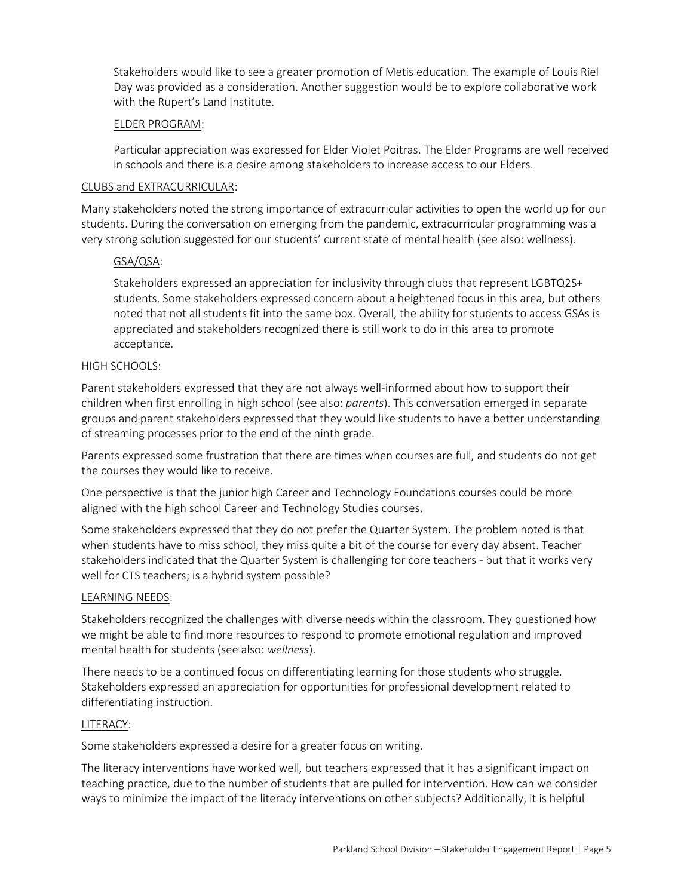Stakeholders would like to see a greater promotion of Metis education. The example of Louis Riel Day was provided as a consideration. Another suggestion would be to explore collaborative work with the Rupert's Land Institute.

<u>ELDER PROGRAM</u>:

Particular appreciation was expressed for Elder Violet Poitras. The Elder Programs are well received in schools and there is a desire among stakeholders to increase access to our Elders.

<u>CLUBS and EXTRACURRICULAR</u>:

Many stakeholders noted the strong importance of extracurricular activities to open the world up for our students. During the conversation on emerging from the pandemic, extracurricular programming was a very strong solution suggested for our students' current state of mental health (see also: wellness).

<u>GSA/QSA</u>:

Stakeholders expressed an appreciation for inclusivity through clubs that represent LGBTQ2S+ students. Some stakeholders expressed concern about a heightened focus in this area, but others noted that not all students fit into the same box. Overall, the ability for students to access GSAs is appreciated and stakeholders recognized there is still work to do in this area to promote acceptance.

<u>HIGH SCHOOLS</u>:

Parent stakeholders expressed that they are not always well-informed about how to support their children when first enrolling in high school (see also: *parents*). This conversation emerged in separate groups and parent stakeholders expressed that they would like students to have a better understanding of streaming processes prior to the end of the ninth grade.

Parents expressed some frustration that there are times when courses are full, and students do not get the courses they would like to receive.

One perspective is that the junior high Career and Technology Foundations courses could be more aligned with the high school Career and Technology Studies courses.

Some stakeholders expressed that they do not prefer the Quarter System. The problem noted is that when students have to miss school, they miss quite a bit of the course for every day absent. Teacher stakeholders indicated that the Quarter System is challenging for core teachers - but that it works very well for CTS teachers; is a hybrid system possible?

<u>LEARNING NEEDS</u>:

Stakeholders recognized the challenges with diverse needs within the classroom. They questioned how we might be able to find more resources to respond to promote emotional regulation and improved mental health for students (see also: *wellness*).

There needs to be a continued focus on differentiating learning for those students who struggle. Stakeholders expressed an appreciation for opportunities for professional development related to differentiating instruction.

<u>LITERACY</u>:

Some stakeholders expressed a desire for a greater focus on writing.

The literacy interventions have worked well, but teachers expressed that it has a significant impact on teaching practice, due to the number of students that are pulled for intervention. How can we consider ways to minimize the impact of the literacy interventions on other subjects? Additionally, it is helpful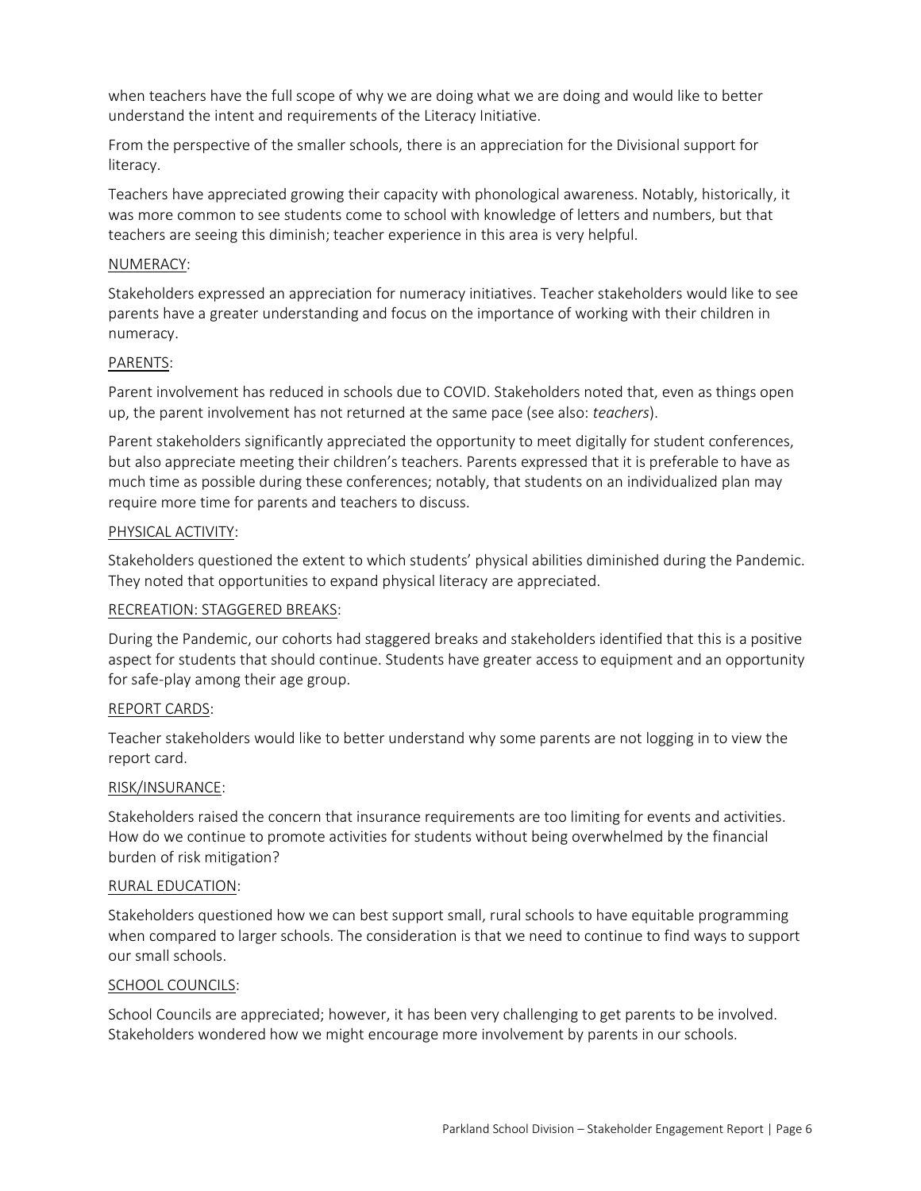when teachers have the full scope of why we are doing what we are doing and would like to better understand the intent and requirements of the Literacy Initiative.

From the perspective of the smaller schools, there is an appreciation for the Divisional support for literacy.

Teachers have appreciated growing their capacity with phonological awareness. Notably, historically, it was more common to see students come to school with knowledge of letters and numbers, but that teachers are seeing this diminish; teacher experience in this area is very helpful.

NUMERACY:

Stakeholders expressed an appreciation for numeracy initiatives. Teacher stakeholders would like to see parents have a greater understanding and focus on the importance of working with their children in numeracy.

PARENTS:

Parent involvement has reduced in schools due to COVID. Stakeholders noted that, even as things open up, the parent involvement has not returned at the same pace (see also: *teachers*).

Parent stakeholders significantly appreciated the opportunity to meet digitally for student conferences, but also appreciate meeting their children's teachers. Parents expressed that it is preferable to have as much time as possible during these conferences; notably, that students on an individualized plan may require more time for parents and teachers to discuss.

PHYSICAL ACTIVITY:

Stakeholders questioned the extent to which students' physical abilities diminished during the Pandemic. They noted that opportunities to expand physical literacy are appreciated.

RECREATION: STAGGERED BREAKS:

During the Pandemic, our cohorts had staggered breaks and stakeholders identified that this is a positive aspect for students that should continue. Students have greater access to equipment and an opportunity for safe-play among their age group.

REPORT CARDS:

Teacher stakeholders would like to better understand why some parents are not logging in to view the report card.

RISK/INSURANCE:

Stakeholders raised the concern that insurance requirements are too limiting for events and activities. How do we continue to promote activities for students without being overwhelmed by the financial burden of risk mitigation?

RURAL EDUCATION:

Stakeholders questioned how we can best support small, rural schools to have equitable programming when compared to larger schools. The consideration is that we need to continue to find ways to support our small schools.

SCHOOL COUNCILS:

School Councils are appreciated; however, it has been very challenging to get parents to be involved. Stakeholders wondered how we might encourage more involvement by parents in our schools.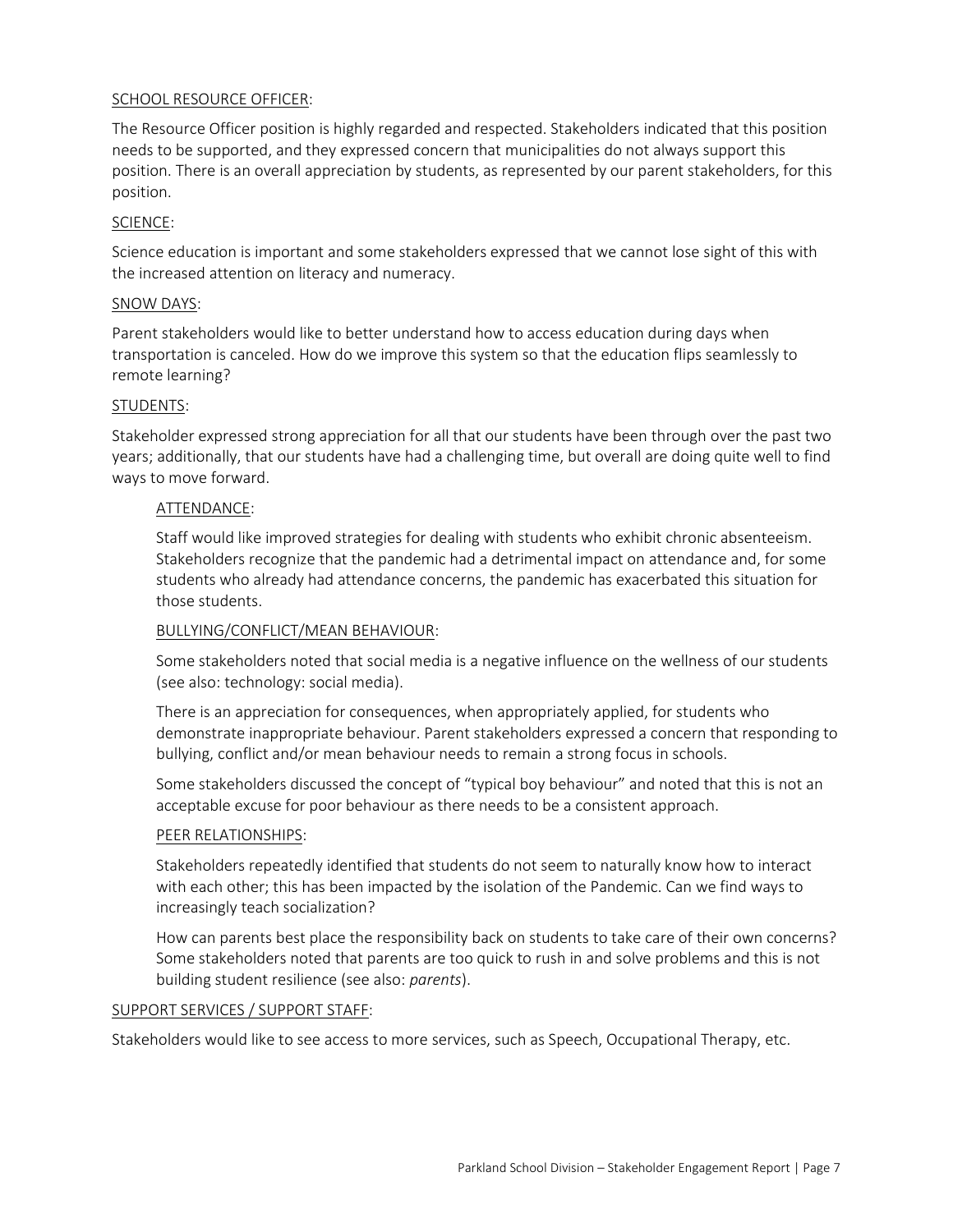SCHOOL RESOURCE OFFICER:

The Resource Officer position is highly regarded and respected. Stakeholders indicated that this position needs to be supported, and they expressed concern that municipalities do not always support this position. There is an overall appreciation by students, as represented by our parent stakeholders, for this position.

SCIENCE:

Science education is important and some stakeholders expressed that we cannot lose sight of this with the increased attention on literacy and numeracy.

SNOW DAYS:

Parent stakeholders would like to better understand how to access education during days when transportation is canceled. How do we improve this system so that the education flips seamlessly to remote learning?

STUDENTS:

Stakeholder expressed strong appreciation for all that our students have been through over the past two years; additionally, that our students have had a challenging time, but overall are doing quite well to find ways to move forward.

ATTENDANCE:

Staff would like improved strategies for dealing with students who exhibit chronic absenteeism. Stakeholders recognize that the pandemic had a detrimental impact on attendance and, for some students who already had attendance concerns, the pandemic has exacerbated this situation for those students.

BULLYING/CONFLICT/MEAN BEHAVIOUR:

Some stakeholders noted that social media is a negative influence on the wellness of our students (see also: technology: social media).

There is an appreciation for consequences, when appropriately applied, for students who demonstrate inappropriate behaviour. Parent stakeholders expressed a concern that responding to bullying, conflict and/or mean behaviour needs to remain a strong focus in schools.

Some stakeholders discussed the concept of "typical boy behaviour" and noted that this is not an acceptable excuse for poor behaviour as there needs to be a consistent approach.

PEER RELATIONSHIPS:

Stakeholders repeatedly identified that students do not seem to naturally know how to interact with each other; this has been impacted by the isolation of the Pandemic. Can we find ways to increasingly teach socialization?

How can parents best place the responsibility back on students to take care of their own concerns? Some stakeholders noted that parents are too quick to rush in and solve problems and this is not building student resilience (see also: *parents*).

SUPPORT SERVICES / SUPPORT STAFF:

Stakeholders would like to see access to more services, such as Speech, Occupational Therapy, etc.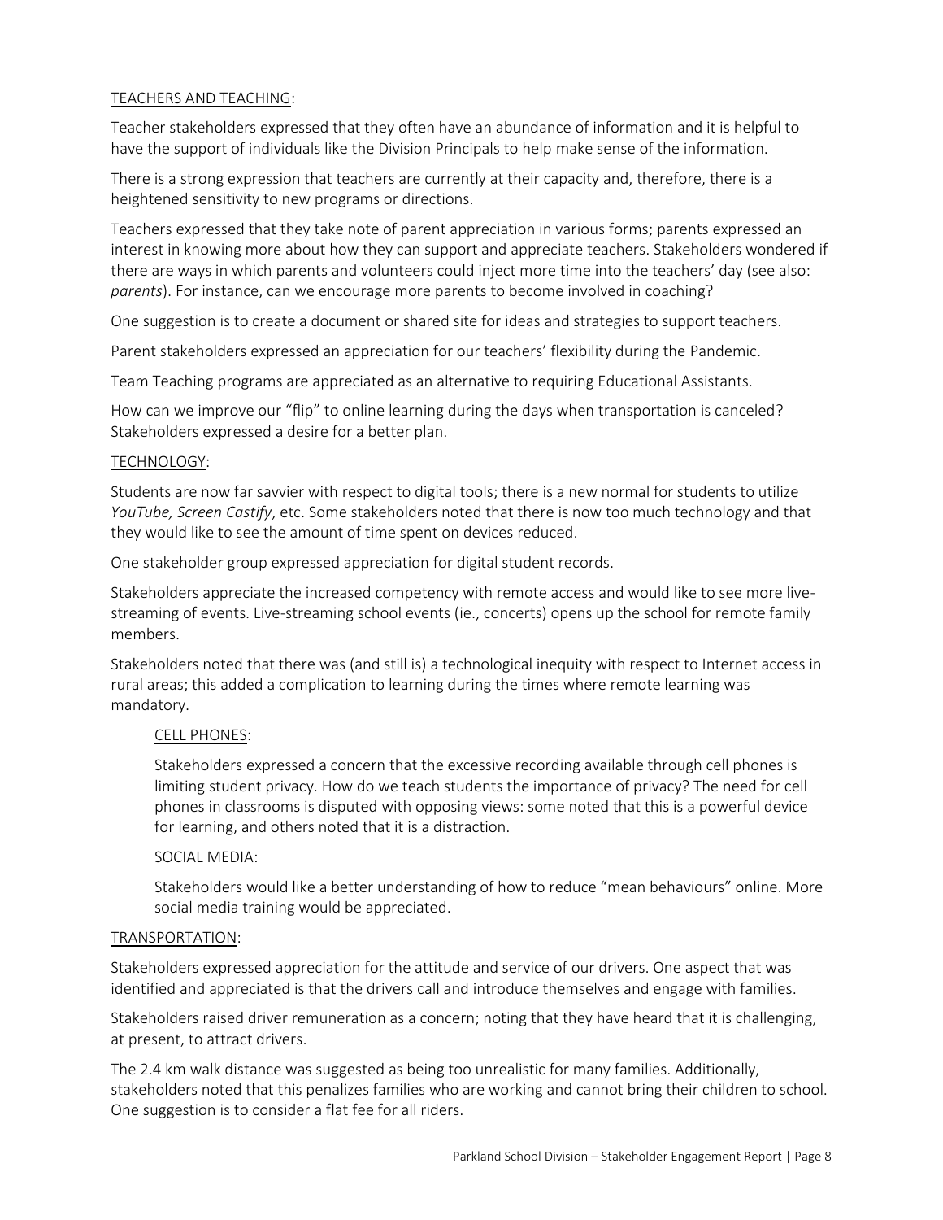TEACHERS AND TEACHING:

Teacher stakeholders expressed that they often have an abundance of information and it is helpful to have the support of individuals like the Division Principals to help make sense of the information.

There is a strong expression that teachers are currently at their capacity and, therefore, there is a heightened sensitivity to new programs or directions.

Teachers expressed that they take note of parent appreciation in various forms; parents expressed an interest in knowing more about how they can support and appreciate teachers. Stakeholders wondered if there are ways in which parents and volunteers could inject more time into the teachers' day (see also: *parents*). For instance, can we encourage more parents to become involved in coaching?

One suggestion is to create a document or shared site for ideas and strategies to support teachers.

Parent stakeholders expressed an appreciation for our teachers' flexibility during the Pandemic.

Team Teaching programs are appreciated as an alternative to requiring Educational Assistants.

How can we improve our "flip" to online learning during the days when transportation is canceled? Stakeholders expressed a desire for a better plan.

TECHNOLOGY:

Students are now far savvier with respect to digital tools; there is a new normal for students to utilize *YouTube, Screen Castify*, etc. Some stakeholders noted that there is now too much technology and that they would like to see the amount of time spent on devices reduced.

One stakeholder group expressed appreciation for digital student records.

Stakeholders appreciate the increased competency with remote access and would like to see more live-streaming of events. Live-streaming school events (ie., concerts) opens up the school for remote family members.

Stakeholders noted that there was (and still is) a technological inequity with respect to Internet access in rural areas; this added a complication to learning during the times where remote learning was mandatory.

CELL PHONES:

Stakeholders expressed a concern that the excessive recording available through cell phones is limiting student privacy. How do we teach students the importance of privacy? The need for cell phones in classrooms is disputed with opposing views: some noted that this is a powerful device for learning, and others noted that it is a distraction.

SOCIAL MEDIA:

Stakeholders would like a better understanding of how to reduce "mean behaviours" online. More social media training would be appreciated.

TRANSPORTATION:

Stakeholders expressed appreciation for the attitude and service of our drivers. One aspect that was identified and appreciated is that the drivers call and introduce themselves and engage with families.

Stakeholders raised driver remuneration as a concern; noting that they have heard that it is challenging, at present, to attract drivers.

The 2.4 km walk distance was suggested as being too unrealistic for many families. Additionally, stakeholders noted that this penalizes families who are working and cannot bring their children to school. One suggestion is to consider a flat fee for all riders.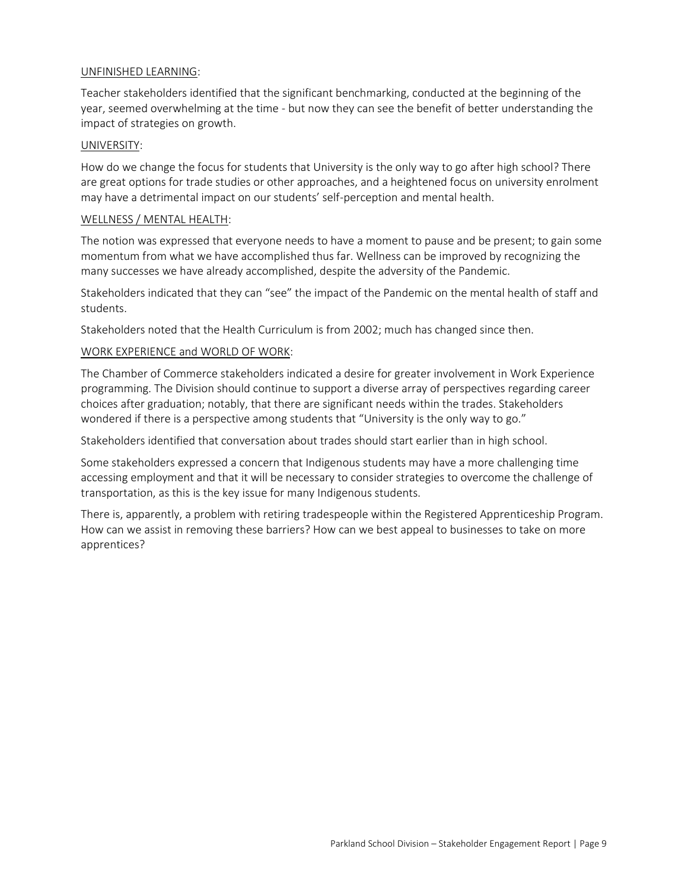UNFINISHED LEARNING:

Teacher stakeholders identified that the significant benchmarking, conducted at the beginning of the year, seemed overwhelming at the time - but now they can see the benefit of better understanding the impact of strategies on growth.

UNIVERSITY:

How do we change the focus for students that University is the only way to go after high school? There are great options for trade studies or other approaches, and a heightened focus on university enrolment may have a detrimental impact on our students' self-perception and mental health.

WELLNESS / MENTAL HEALTH:

The notion was expressed that everyone needs to have a moment to pause and be present; to gain some momentum from what we have accomplished thus far. Wellness can be improved by recognizing the many successes we have already accomplished, despite the adversity of the Pandemic.

Stakeholders indicated that they can "see" the impact of the Pandemic on the mental health of staff and students.

Stakeholders noted that the Health Curriculum is from 2002; much has changed since then.

WORK EXPERIENCE and WORLD OF WORK:

The Chamber of Commerce stakeholders indicated a desire for greater involvement in Work Experience programming. The Division should continue to support a diverse array of perspectives regarding career choices after graduation; notably, that there are significant needs within the trades. Stakeholders wondered if there is a perspective among students that "University is the only way to go."

Stakeholders identified that conversation about trades should start earlier than in high school.

Some stakeholders expressed a concern that Indigenous students may have a more challenging time accessing employment and that it will be necessary to consider strategies to overcome the challenge of transportation, as this is the key issue for many Indigenous students.

There is, apparently, a problem with retiring tradespeople within the Registered Apprenticeship Program. How can we assist in removing these barriers? How can we best appeal to businesses to take on more apprentices?